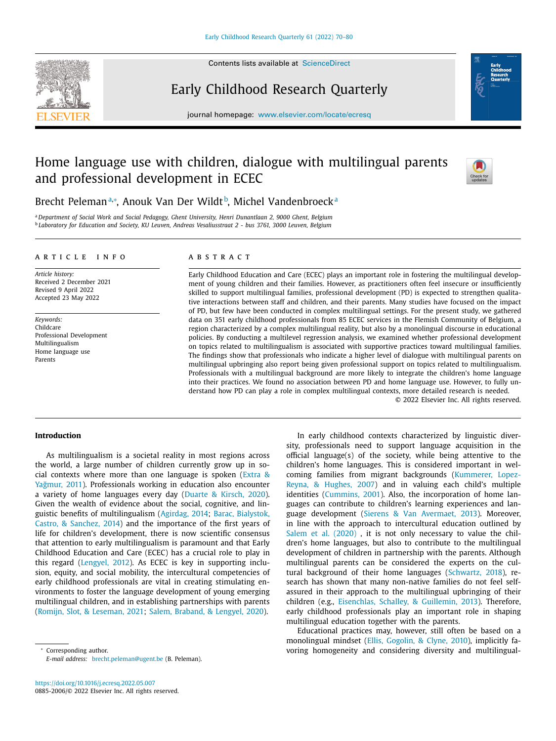# Home language use with children, dialogue with multilingual parents and professional development in ECEC

Brecht Peleman[a,*], Anouk Van Der Wildt[b], Michel Vandenbroeck[a]

[a] *Department of Social Work and Social Pedagogy, Ghent University, Henri Dunantlaan 2, 9000 Ghent, Belgium*
[b] *Laboratory for Education and Society, KU Leuven, Andreas Vesaliusstraat 2 - bus 3761, 3000 Leuven, Belgium*

## ARTICLE INFO

*Article history:*
Received 2 December 2021
Revised 9 April 2022
Accepted 23 May 2022

*Keywords:*
Childcare
Professional Development
Multilingualism
Home language use
Parents

## ABSTRACT

Early Childhood Education and Care (ECEC) plays an important role in fostering the multilingual development of young children and their families. However, as practitioners often feel insecure or insufficiently skilled to support multilingual families, professional development (PD) is expected to strengthen qualitative interactions between staff and children, and their parents. Many studies have focused on the impact of PD, but few have been conducted in complex multilingual settings. For the present study, we gathered data on 351 early childhood professionals from 85 ECEC services in the Flemish Community of Belgium, a region characterized by a complex multilingual reality, but also by a monolingual discourse in educational policies. By conducting a multilevel regression analysis, we examined whether professional development on topics related to multilingualism is associated with supportive practices toward multilingual families. The findings show that professionals who indicate a higher level of dialogue with multilingual parents on multilingual upbringing also report being given professional support on topics related to multilingualism. Professionals with a multilingual background are more likely to integrate the children's home language into their practices. We found no association between PD and home language use. However, to fully understand how PD can play a role in complex multilingual contexts, more detailed research is needed.

© 2022 Elsevier Inc. All rights reserved.

## Introduction

As multilingualism is a societal reality in most regions across the world, a large number of children currently grow up in social contexts where more than one language is spoken (Extra & Yağmur, 2011). Professionals working in education also encounter a variety of home languages every day (Duarte & Kirsch, 2020). Given the wealth of evidence about the social, cognitive, and linguistic benefits of multilingualism (Agirdag, 2014; Barac, Bialystok, Castro, & Sanchez, 2014) and the importance of the first years of life for children's development, there is now scientific consensus that attention to early multilingualism is paramount and that Early Childhood Education and Care (ECEC) has a crucial role to play in this regard (Lengyel, 2012). As ECEC is key in supporting inclusion, equity, and social mobility, the intercultural competencies of early childhood professionals are vital in creating stimulating environments to foster the language development of young emerging multilingual children, and in establishing partnerships with parents (Romijn, Slot, & Leseman, 2021; Salem, Braband, & Lengyel, 2020).

In early childhood contexts characterized by linguistic diversity, professionals need to support language acquisition in the official language(s) of the society, while being attentive to the children's home languages. This is considered important in welcoming families from migrant backgrounds (Kummerer, Lopez-Reyna, & Hughes, 2007) and in valuing each child's multiple identities (Cummins, 2001). Also, the incorporation of home languages can contribute to children's learning experiences and language development (Sierens & Van Avermaet, 2013). Moreover, in line with the approach to intercultural education outlined by Salem et al. (2020) , it is not only necessary to value the children's home languages, but also to contribute to the multilingual development of children in partnership with the parents. Although multilingual parents can be considered the experts on the cultural background of their home languages (Schwartz, 2018), research has shown that many non-native families do not feel self-assured in their approach to the multilingual upbringing of their children (e.g., Eisenchlas, Schalley, & Guillemin, 2013). Therefore, early childhood professionals play an important role in shaping multilingual education together with the parents.

Educational practices may, however, still often be based on a monolingual mindset (Ellis, Gogolin, & Clyne, 2010), implicitly favoring homogeneity and considering diversity and multilingual-

* Corresponding author.
*E-mail address:* brecht.peleman@ugent.be (B. Peleman).

https://doi.org/10.1016/j.ecresq.2022.05.007
0885-2006/© 2022 Elsevier Inc. All rights reserved.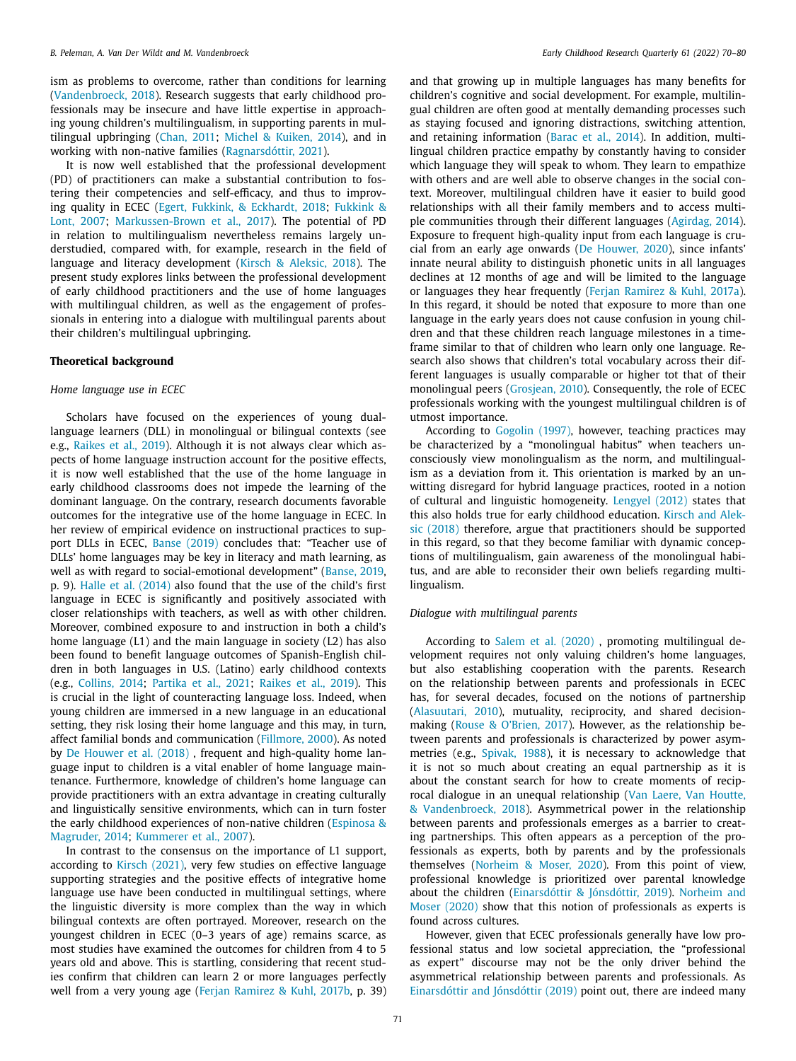ism as problems to overcome, rather than conditions for learning (Vandenbroeck, 2018). Research suggests that early childhood professionals may be insecure and have little expertise in approaching young children's multilingualism, in supporting parents in multilingual upbringing (Chan, 2011; Michel & Kuiken, 2014), and in working with non-native families (Ragnarsdóttir, 2021).

It is now well established that the professional development (PD) of practitioners can make a substantial contribution to fostering their competencies and self-efficacy, and thus to improving quality in ECEC (Egert, Fukkink, & Eckhardt, 2018; Fukkink & Lont, 2007; Markussen-Brown et al., 2017). The potential of PD in relation to multilingualism nevertheless remains largely understudied, compared with, for example, research in the field of language and literacy development (Kirsch & Aleksic, 2018). The present study explores links between the professional development of early childhood practitioners and the use of home languages with multilingual children, as well as the engagement of professionals in entering into a dialogue with multilingual parents about their children's multilingual upbringing.

## Theoretical background

### *Home language use in ECEC*

Scholars have focused on the experiences of young dual-language learners (DLL) in monolingual or bilingual contexts (see e.g., Raikes et al., 2019). Although it is not always clear which aspects of home language instruction account for the positive effects, it is now well established that the use of the home language in early childhood classrooms does not impede the learning of the dominant language. On the contrary, research documents favorable outcomes for the integrative use of the home language in ECEC. In her review of empirical evidence on instructional practices to support DLLs in ECEC, Banse (2019) concludes that: "Teacher use of DLLs' home languages may be key in literacy and math learning, as well as with regard to social-emotional development" (Banse, 2019, p. 9). Halle et al. (2014) also found that the use of the child's first language in ECEC is significantly and positively associated with closer relationships with teachers, as well as with other children. Moreover, combined exposure to and instruction in both a child's home language (L1) and the main language in society (L2) has also been found to benefit language outcomes of Spanish-English children in both languages in U.S. (Latino) early childhood contexts (e.g., Collins, 2014; Partika et al., 2021; Raikes et al., 2019). This is crucial in the light of counteracting language loss. Indeed, when young children are immersed in a new language in an educational setting, they risk losing their home language and this may, in turn, affect familial bonds and communication (Fillmore, 2000). As noted by De Houwer et al. (2018) , frequent and high-quality home language input to children is a vital enabler of home language maintenance. Furthermore, knowledge of children's home language can provide practitioners with an extra advantage in creating culturally and linguistically sensitive environments, which can in turn foster the early childhood experiences of non-native children (Espinosa & Magruder, 2014; Kummerer et al., 2007).

In contrast to the consensus on the importance of L1 support, according to Kirsch (2021), very few studies on effective language supporting strategies and the positive effects of integrative home language use have been conducted in multilingual settings, where the linguistic diversity is more complex than the way in which bilingual contexts are often portrayed. Moreover, research on the youngest children in ECEC (0–3 years of age) remains scarce, as most studies have examined the outcomes for children from 4 to 5 years old and above. This is startling, considering that recent studies confirm that children can learn 2 or more languages perfectly well from a very young age (Ferjan Ramirez & Kuhl, 2017b, p. 39) and that growing up in multiple languages has many benefits for children's cognitive and social development. For example, multilingual children are often good at mentally demanding processes such as staying focused and ignoring distractions, switching attention, and retaining information (Barac et al., 2014). In addition, multilingual children practice empathy by constantly having to consider which language they will speak to whom. They learn to empathize with others and are well able to observe changes in the social context. Moreover, multilingual children have it easier to build good relationships with all their family members and to access multiple communities through their different languages (Agirdag, 2014). Exposure to frequent high-quality input from each language is crucial from an early age onwards (De Houwer, 2020), since infants' innate neural ability to distinguish phonetic units in all languages declines at 12 months of age and will be limited to the language or languages they hear frequently (Ferjan Ramirez & Kuhl, 2017a). In this regard, it should be noted that exposure to more than one language in the early years does not cause confusion in young children and that these children reach language milestones in a time-frame similar to that of children who learn only one language. Research also shows that children's total vocabulary across their different languages is usually comparable or higher tot that of their monolingual peers (Grosjean, 2010). Consequently, the role of ECEC professionals working with the youngest multilingual children is of utmost importance.

According to Gogolin (1997), however, teaching practices may be characterized by a "monolingual habitus" when teachers unconsciously view monolingualism as the norm, and multilingualism as a deviation from it. This orientation is marked by an unwitting disregard for hybrid language practices, rooted in a notion of cultural and linguistic homogeneity. Lengyel (2012) states that this also holds true for early childhood education. Kirsch and Aleksic (2018) therefore, argue that practitioners should be supported in this regard, so that they become familiar with dynamic conceptions of multilingualism, gain awareness of the monolingual habitus, and are able to reconsider their own beliefs regarding multilingualism.

### *Dialogue with multilingual parents*

According to Salem et al. (2020) , promoting multilingual development requires not only valuing children's home languages, but also establishing cooperation with the parents. Research on the relationship between parents and professionals in ECEC has, for several decades, focused on the notions of partnership (Alasuutari, 2010), mutuality, reciprocity, and shared decision-making (Rouse & O'Brien, 2017). However, as the relationship between parents and professionals is characterized by power asymmetries (e.g., Spivak, 1988), it is necessary to acknowledge that it is not so much about creating an equal partnership as it is about the constant search for how to create moments of reciprocal dialogue in an unequal relationship (Van Laere, Van Houtte, & Vandenbroeck, 2018). Asymmetrical power in the relationship between parents and professionals emerges as a barrier to creating partnerships. This often appears as a perception of the professionals as experts, both by parents and by the professionals themselves (Norheim & Moser, 2020). From this point of view, professional knowledge is prioritized over parental knowledge about the children (Einarsdóttir & Jónsdóttir, 2019). Norheim and Moser (2020) show that this notion of professionals as experts is found across cultures.

However, given that ECEC professionals generally have low professional status and low societal appreciation, the "professional as expert" discourse may not be the only driver behind the asymmetrical relationship between parents and professionals. As Einarsdóttir and Jónsdóttir (2019) point out, there are indeed many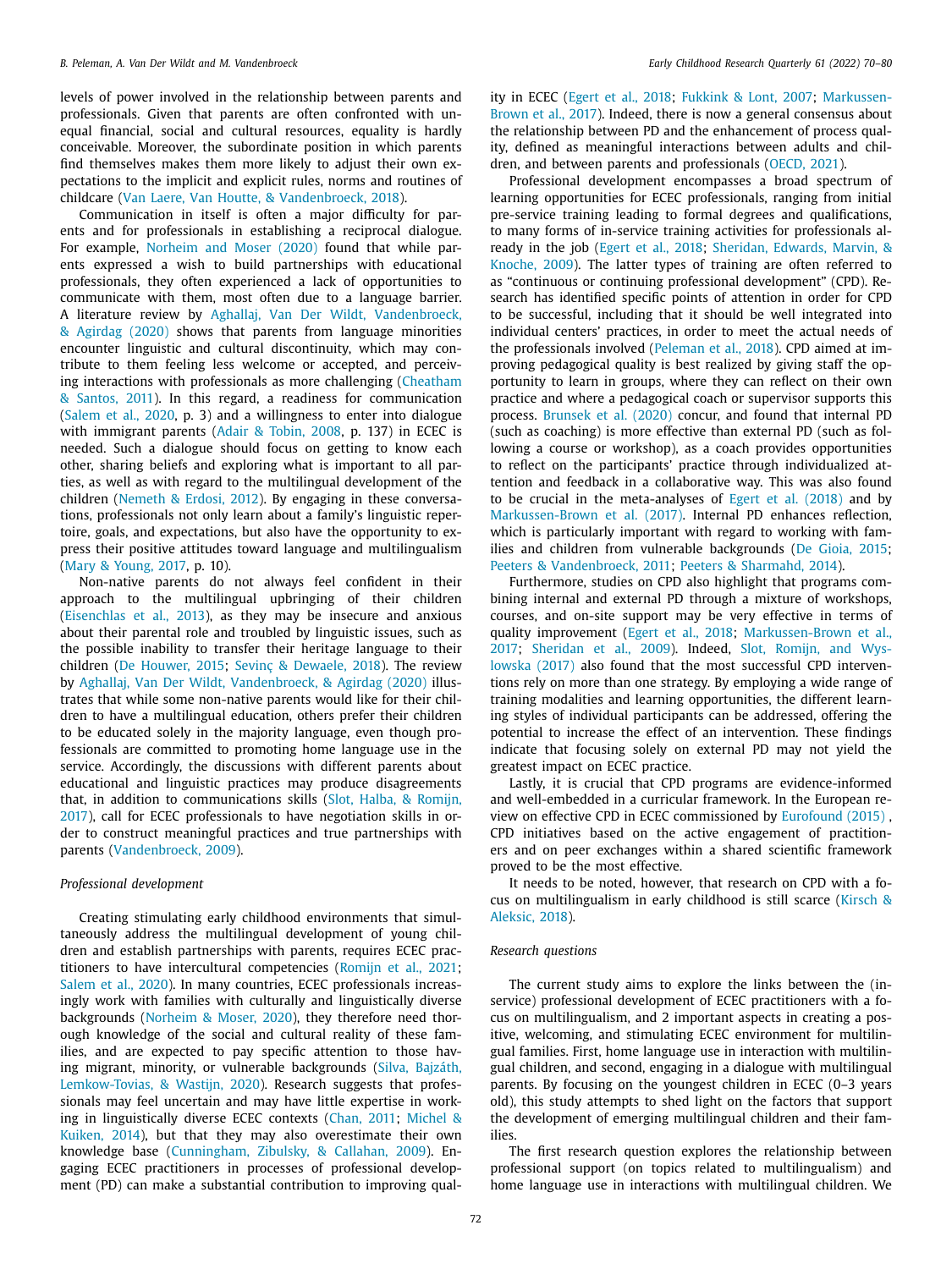levels of power involved in the relationship between parents and professionals. Given that parents are often confronted with unequal financial, social and cultural resources, equality is hardly conceivable. Moreover, the subordinate position in which parents find themselves makes them more likely to adjust their own expectations to the implicit and explicit rules, norms and routines of childcare (Van Laere, Van Houtte, & Vandenbroeck, 2018).

Communication in itself is often a major difficulty for parents and for professionals in establishing a reciprocal dialogue. For example, Norheim and Moser (2020) found that while parents expressed a wish to build partnerships with educational professionals, they often experienced a lack of opportunities to communicate with them, most often due to a language barrier. A literature review by Aghallaj, Van Der Wildt, Vandenbroeck, & Agirdag (2020) shows that parents from language minorities encounter linguistic and cultural discontinuity, which may contribute to them feeling less welcome or accepted, and perceiving interactions with professionals as more challenging (Cheatham & Santos, 2011). In this regard, a readiness for communication (Salem et al., 2020, p. 3) and a willingness to enter into dialogue with immigrant parents (Adair & Tobin, 2008, p. 137) in ECEC is needed. Such a dialogue should focus on getting to know each other, sharing beliefs and exploring what is important to all parties, as well as with regard to the multilingual development of the children (Nemeth & Erdosi, 2012). By engaging in these conversations, professionals not only learn about a family's linguistic repertoire, goals, and expectations, but also have the opportunity to express their positive attitudes toward language and multilingualism (Mary & Young, 2017, p. 10).

Non-native parents do not always feel confident in their approach to the multilingual upbringing of their children (Eisenchlas et al., 2013), as they may be insecure and anxious about their parental role and troubled by linguistic issues, such as the possible inability to transfer their heritage language to their children (De Houwer, 2015; Sevinç & Dewaele, 2018). The review by Aghallaj, Van Der Wildt, Vandenbroeck, & Agirdag (2020) illustrates that while some non-native parents would like for their children to have a multilingual education, others prefer their children to be educated solely in the majority language, even though professionals are committed to promoting home language use in the service. Accordingly, the discussions with different parents about educational and linguistic practices may produce disagreements that, in addition to communications skills (Slot, Halba, & Romijn, 2017), call for ECEC professionals to have negotiation skills in order to construct meaningful practices and true partnerships with parents (Vandenbroeck, 2009).

*Professional development*

Creating stimulating early childhood environments that simultaneously address the multilingual development of young children and establish partnerships with parents, requires ECEC practitioners to have intercultural competencies (Romijn et al., 2021; Salem et al., 2020). In many countries, ECEC professionals increasingly work with families with culturally and linguistically diverse backgrounds (Norheim & Moser, 2020), they therefore need thorough knowledge of the social and cultural reality of these families, and are expected to pay specific attention to those having migrant, minority, or vulnerable backgrounds (Silva, Bajzáth, Lemkow-Tovias, & Wastijn, 2020). Research suggests that professionals may feel uncertain and may have little expertise in working in linguistically diverse ECEC contexts (Chan, 2011; Michel & Kuiken, 2014), but that they may also overestimate their own knowledge base (Cunningham, Zibulsky, & Callahan, 2009). Engaging ECEC practitioners in processes of professional development (PD) can make a substantial contribution to improving quality in ECEC (Egert et al., 2018; Fukkink & Lont, 2007; Markussen-Brown et al., 2017). Indeed, there is now a general consensus about the relationship between PD and the enhancement of process quality, defined as meaningful interactions between adults and children, and between parents and professionals (OECD, 2021).

Professional development encompasses a broad spectrum of learning opportunities for ECEC professionals, ranging from initial pre-service training leading to formal degrees and qualifications, to many forms of in-service training activities for professionals already in the job (Egert et al., 2018; Sheridan, Edwards, Marvin, & Knoche, 2009). The latter types of training are often referred to as "continuous or continuing professional development" (CPD). Research has identified specific points of attention in order for CPD to be successful, including that it should be well integrated into individual centers' practices, in order to meet the actual needs of the professionals involved (Peleman et al., 2018). CPD aimed at improving pedagogical quality is best realized by giving staff the opportunity to learn in groups, where they can reflect on their own practice and where a pedagogical coach or supervisor supports this process. Brunsek et al. (2020) concur, and found that internal PD (such as coaching) is more effective than external PD (such as following a course or workshop), as a coach provides opportunities to reflect on the participants' practice through individualized attention and feedback in a collaborative way. This was also found to be crucial in the meta-analyses of Egert et al. (2018) and by Markussen-Brown et al. (2017). Internal PD enhances reflection, which is particularly important with regard to working with families and children from vulnerable backgrounds (De Gioia, 2015; Peeters & Vandenbroeck, 2011; Peeters & Sharmahd, 2014).

Furthermore, studies on CPD also highlight that programs combining internal and external PD through a mixture of workshops, courses, and on-site support may be very effective in terms of quality improvement (Egert et al., 2018; Markussen-Brown et al., 2017; Sheridan et al., 2009). Indeed, Slot, Romijn, and Wysłowska (2017) also found that the most successful CPD interventions rely on more than one strategy. By employing a wide range of training modalities and learning opportunities, the different learning styles of individual participants can be addressed, offering the potential to increase the effect of an intervention. These findings indicate that focusing solely on external PD may not yield the greatest impact on ECEC practice.

Lastly, it is crucial that CPD programs are evidence-informed and well-embedded in a curricular framework. In the European review on effective CPD in ECEC commissioned by Eurofound (2015) , CPD initiatives based on the active engagement of practitioners and on peer exchanges within a shared scientific framework proved to be the most effective.

It needs to be noted, however, that research on CPD with a focus on multilingualism in early childhood is still scarce (Kirsch & Aleksic, 2018).

*Research questions*

The current study aims to explore the links between the (in-service) professional development of ECEC practitioners with a focus on multilingualism, and 2 important aspects in creating a positive, welcoming, and stimulating ECEC environment for multilingual families. First, home language use in interaction with multilingual children, and second, engaging in a dialogue with multilingual parents. By focusing on the youngest children in ECEC (0–3 years old), this study attempts to shed light on the factors that support the development of emerging multilingual children and their families.

The first research question explores the relationship between professional support (on topics related to multilingualism) and home language use in interactions with multilingual children. We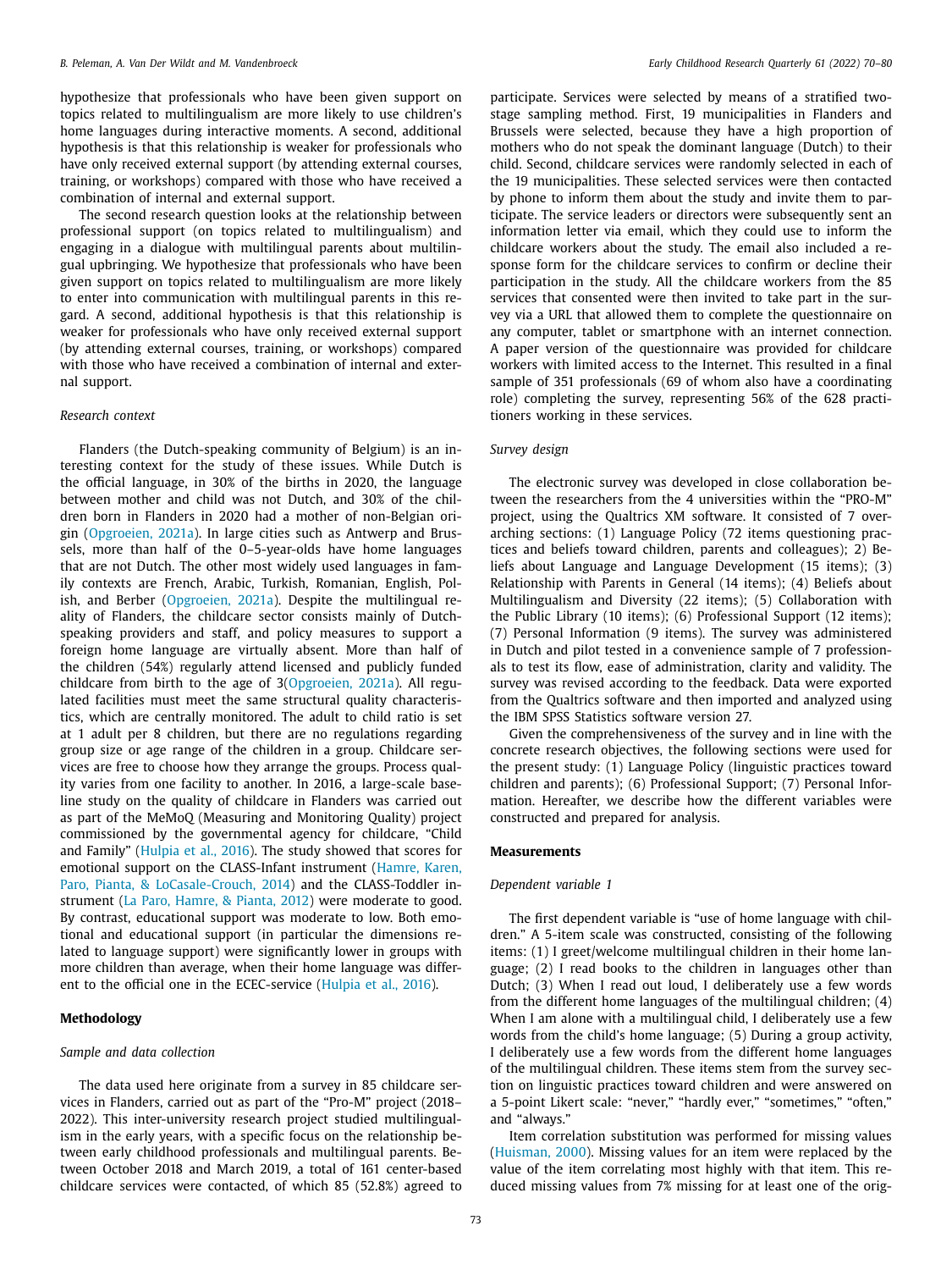hypothesize that professionals who have been given support on topics related to multilingualism are more likely to use children's home languages during interactive moments. A second, additional hypothesis is that this relationship is weaker for professionals who have only received external support (by attending external courses, training, or workshops) compared with those who have received a combination of internal and external support.

The second research question looks at the relationship between professional support (on topics related to multilingualism) and engaging in a dialogue with multilingual parents about multilingual upbringing. We hypothesize that professionals who have been given support on topics related to multilingualism are more likely to enter into communication with multilingual parents in this regard. A second, additional hypothesis is that this relationship is weaker for professionals who have only received external support (by attending external courses, training, or workshops) compared with those who have received a combination of internal and external support.

### *Research context*

Flanders (the Dutch-speaking community of Belgium) is an interesting context for the study of these issues. While Dutch is the official language, in 30% of the births in 2020, the language between mother and child was not Dutch, and 30% of the children born in Flanders in 2020 had a mother of non-Belgian origin (Opgroeien, 2021a). In large cities such as Antwerp and Brussels, more than half of the 0–5-year-olds have home languages that are not Dutch. The other most widely used languages in family contexts are French, Arabic, Turkish, Romanian, English, Polish, and Berber (Opgroeien, 2021a). Despite the multilingual reality of Flanders, the childcare sector consists mainly of Dutch-speaking providers and staff, and policy measures to support a foreign home language are virtually absent. More than half of the children (54%) regularly attend licensed and publicly funded childcare from birth to the age of 3(Opgroeien, 2021a). All regulated facilities must meet the same structural quality characteristics, which are centrally monitored. The adult to child ratio is set at 1 adult per 8 children, but there are no regulations regarding group size or age range of the children in a group. Childcare services are free to choose how they arrange the groups. Process quality varies from one facility to another. In 2016, a large-scale baseline study on the quality of childcare in Flanders was carried out as part of the MeMoQ (Measuring and Monitoring Quality) project commissioned by the governmental agency for childcare, "Child and Family" (Hulpia et al., 2016). The study showed that scores for emotional support on the CLASS-Infant instrument (Hamre, Karen, Paro, Pianta, & LoCasale-Crouch, 2014) and the CLASS-Toddler instrument (La Paro, Hamre, & Pianta, 2012) were moderate to good. By contrast, educational support was moderate to low. Both emotional and educational support (in particular the dimensions related to language support) were significantly lower in groups with more children than average, when their home language was different to the official one in the ECEC-service (Hulpia et al., 2016).

## Methodology

### *Sample and data collection*

The data used here originate from a survey in 85 childcare services in Flanders, carried out as part of the "Pro-M" project (2018–2022). This inter-university research project studied multilingualism in the early years, with a specific focus on the relationship between early childhood professionals and multilingual parents. Between October 2018 and March 2019, a total of 161 center-based childcare services were contacted, of which 85 (52.8%) agreed to participate. Services were selected by means of a stratified two-stage sampling method. First, 19 municipalities in Flanders and Brussels were selected, because they have a high proportion of mothers who do not speak the dominant language (Dutch) to their child. Second, childcare services were randomly selected in each of the 19 municipalities. These selected services were then contacted by phone to inform them about the study and invite them to participate. The service leaders or directors were subsequently sent an information letter via email, which they could use to inform the childcare workers about the study. The email also included a response form for the childcare services to confirm or decline their participation in the study. All the childcare workers from the 85 services that consented were then invited to take part in the survey via a URL that allowed them to complete the questionnaire on any computer, tablet or smartphone with an internet connection. A paper version of the questionnaire was provided for childcare workers with limited access to the Internet. This resulted in a final sample of 351 professionals (69 of whom also have a coordinating role) completing the survey, representing 56% of the 628 practitioners working in these services.

### *Survey design*

The electronic survey was developed in close collaboration between the researchers from the 4 universities within the "PRO-M" project, using the Qualtrics XM software. It consisted of 7 overarching sections: (1) Language Policy (72 items questioning practices and beliefs toward children, parents and colleagues); 2) Beliefs about Language and Language Development (15 items); (3) Relationship with Parents in General (14 items); (4) Beliefs about Multilingualism and Diversity (22 items); (5) Collaboration with the Public Library (10 items); (6) Professional Support (12 items); (7) Personal Information (9 items). The survey was administered in Dutch and pilot tested in a convenience sample of 7 professionals to test its flow, ease of administration, clarity and validity. The survey was revised according to the feedback. Data were exported from the Qualtrics software and then imported and analyzed using the IBM SPSS Statistics software version 27.

Given the comprehensiveness of the survey and in line with the concrete research objectives, the following sections were used for the present study: (1) Language Policy (linguistic practices toward children and parents); (6) Professional Support; (7) Personal Information. Hereafter, we describe how the different variables were constructed and prepared for analysis.

## Measurements

### *Dependent variable 1*

The first dependent variable is "use of home language with children." A 5-item scale was constructed, consisting of the following items: (1) I greet/welcome multilingual children in their home language; (2) I read books to the children in languages other than Dutch; (3) When I read out loud, I deliberately use a few words from the different home languages of the multilingual children; (4) When I am alone with a multilingual child, I deliberately use a few words from the child's home language; (5) During a group activity, I deliberately use a few words from the different home languages of the multilingual children. These items stem from the survey section on linguistic practices toward children and were answered on a 5-point Likert scale: "never," "hardly ever," "sometimes," "often," and "always."

Item correlation substitution was performed for missing values (Huisman, 2000). Missing values for an item were replaced by the value of the item correlating most highly with that item. This reduced missing values from 7% missing for at least one of the orig-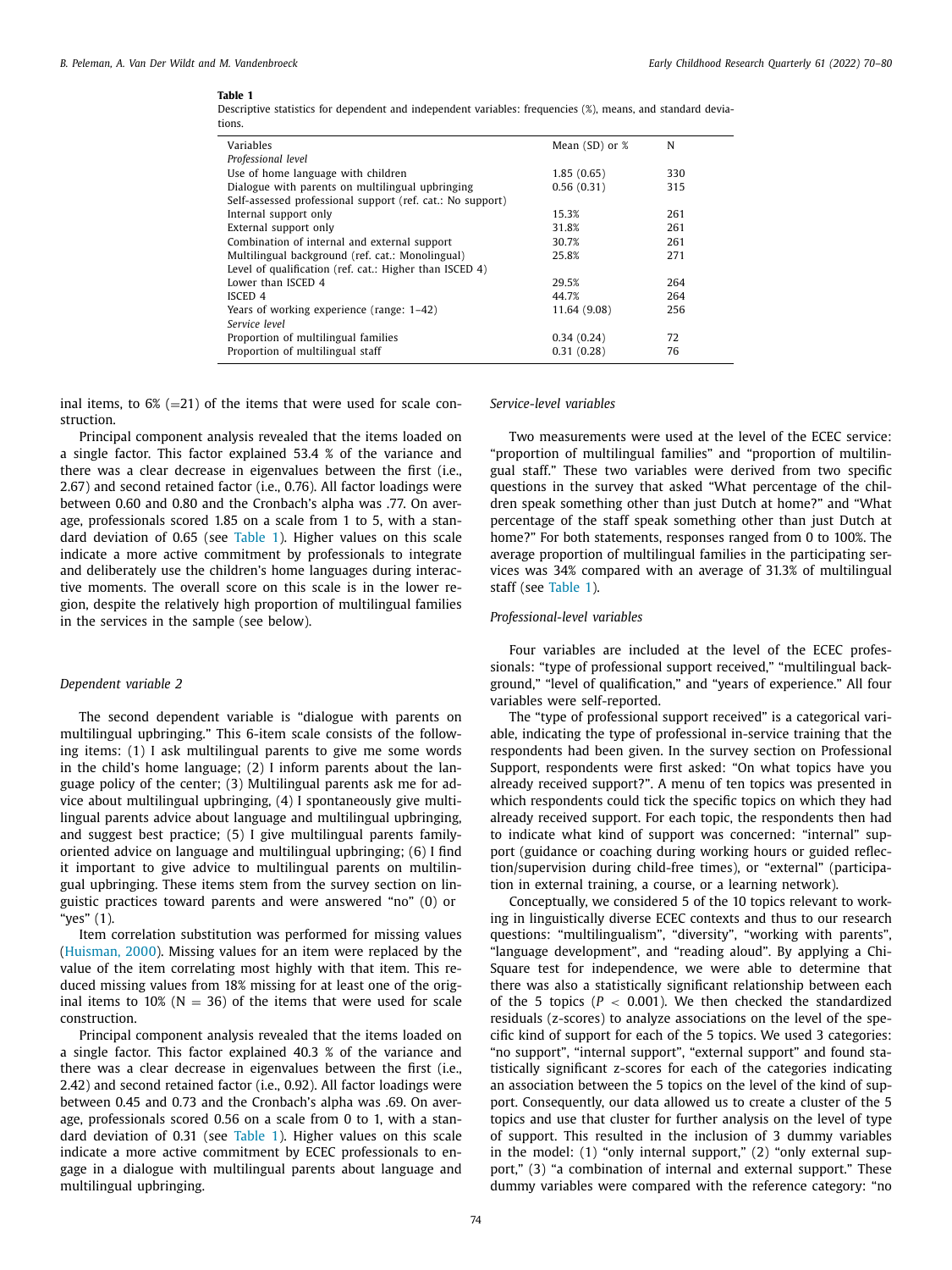**Table 1**
Descriptive statistics for dependent and independent variables: frequencies (%), means, and standard deviations.

| Variables | Mean (SD) or % | N |
|---|---|---|
| *Professional level* | | |
| Use of home language with children | 1.85 (0.65) | 330 |
| Dialogue with parents on multilingual upbringing | 0.56 (0.31) | 315 |
| Self-assessed professional support (ref. cat.: No support) | | |
| Internal support only | 15.3% | 261 |
| External support only | 31.8% | 261 |
| Combination of internal and external support | 30.7% | 261 |
| Multilingual background (ref. cat.: Monolingual) | 25.8% | 271 |
| Level of qualification (ref. cat.: Higher than ISCED 4) | | |
| Lower than ISCED 4 | 29.5% | 264 |
| ISCED 4 | 44.7% | 264 |
| Years of working experience (range: 1–42) | 11.64 (9.08) | 256 |
| *Service level* | | |
| Proportion of multilingual families | 0.34 (0.24) | 72 |
| Proportion of multilingual staff | 0.31 (0.28) | 76 |

inal items, to 6% (=21) of the items that were used for scale construction.

Principal component analysis revealed that the items loaded on a single factor. This factor explained 53.4 % of the variance and there was a clear decrease in eigenvalues between the first (i.e., 2.67) and second retained factor (i.e., 0.76). All factor loadings were between 0.60 and 0.80 and the Cronbach's alpha was .77. On average, professionals scored 1.85 on a scale from 1 to 5, with a standard deviation of 0.65 (see Table 1). Higher values on this scale indicate a more active commitment by professionals to integrate and deliberately use the children's home languages during interactive moments. The overall score on this scale is in the lower region, despite the relatively high proportion of multilingual families in the services in the sample (see below).

### Dependent variable 2

The second dependent variable is "dialogue with parents on multilingual upbringing." This 6-item scale consists of the following items: (1) I ask multilingual parents to give me some words in the child's home language; (2) I inform parents about the language policy of the center; (3) Multilingual parents ask me for advice about multilingual upbringing, (4) I spontaneously give multilingual parents advice about language and multilingual upbringing, and suggest best practice; (5) I give multilingual parents family-oriented advice on language and multilingual upbringing; (6) I find it important to give advice to multilingual parents on multilingual upbringing. These items stem from the survey section on linguistic practices toward parents and were answered "no" (0) or "yes" (1).

Item correlation substitution was performed for missing values (Huisman, 2000). Missing values for an item were replaced by the value of the item correlating most highly with that item. This reduced missing values from 18% missing for at least one of the original items to 10% (N = 36) of the items that were used for scale construction.

Principal component analysis revealed that the items loaded on a single factor. This factor explained 40.3 % of the variance and there was a clear decrease in eigenvalues between the first (i.e., 2.42) and second retained factor (i.e., 0.92). All factor loadings were between 0.45 and 0.73 and the Cronbach's alpha was .69. On average, professionals scored 0.56 on a scale from 0 to 1, with a standard deviation of 0.31 (see Table 1). Higher values on this scale indicate a more active commitment by ECEC professionals to engage in a dialogue with multilingual parents about language and multilingual upbringing.

### Service-level variables

Two measurements were used at the level of the ECEC service: "proportion of multilingual families" and "proportion of multilingual staff." These two variables were derived from two specific questions in the survey that asked "What percentage of the children speak something other than just Dutch at home?" and "What percentage of the staff speak something other than just Dutch at home?" For both statements, responses ranged from 0 to 100%. The average proportion of multilingual families in the participating services was 34% compared with an average of 31.3% of multilingual staff (see Table 1).

### Professional-level variables

Four variables are included at the level of the ECEC professionals: "type of professional support received," "multilingual background," "level of qualification," and "years of experience." All four variables were self-reported.

The "type of professional support received" is a categorical variable, indicating the type of professional in-service training that the respondents had been given. In the survey section on Professional Support, respondents were first asked: "On what topics have you already received support?". A menu of ten topics was presented in which respondents could tick the specific topics on which they had already received support. For each topic, the respondents then had to indicate what kind of support was concerned: "internal" support (guidance or coaching during working hours or guided reflection/supervision during child-free times), or "external" (participation in external training, a course, or a learning network).

Conceptually, we considered 5 of the 10 topics relevant to working in linguistically diverse ECEC contexts and thus to our research questions: "multilingualism", "diversity", "working with parents", "language development", and "reading aloud". By applying a Chi-Square test for independence, we were able to determine that there was also a statistically significant relationship between each of the 5 topics ($P < 0.001$). We then checked the standardized residuals (z-scores) to analyze associations on the level of the specific kind of support for each of the 5 topics. We used 3 categories: "no support", "internal support", "external support" and found statistically significant z-scores for each of the categories indicating an association between the 5 topics on the level of the kind of support. Consequently, our data allowed us to create a cluster of the 5 topics and use that cluster for further analysis on the level of type of support. This resulted in the inclusion of 3 dummy variables in the model: (1) "only internal support," (2) "only external support," (3) "a combination of internal and external support." These dummy variables were compared with the reference category: "no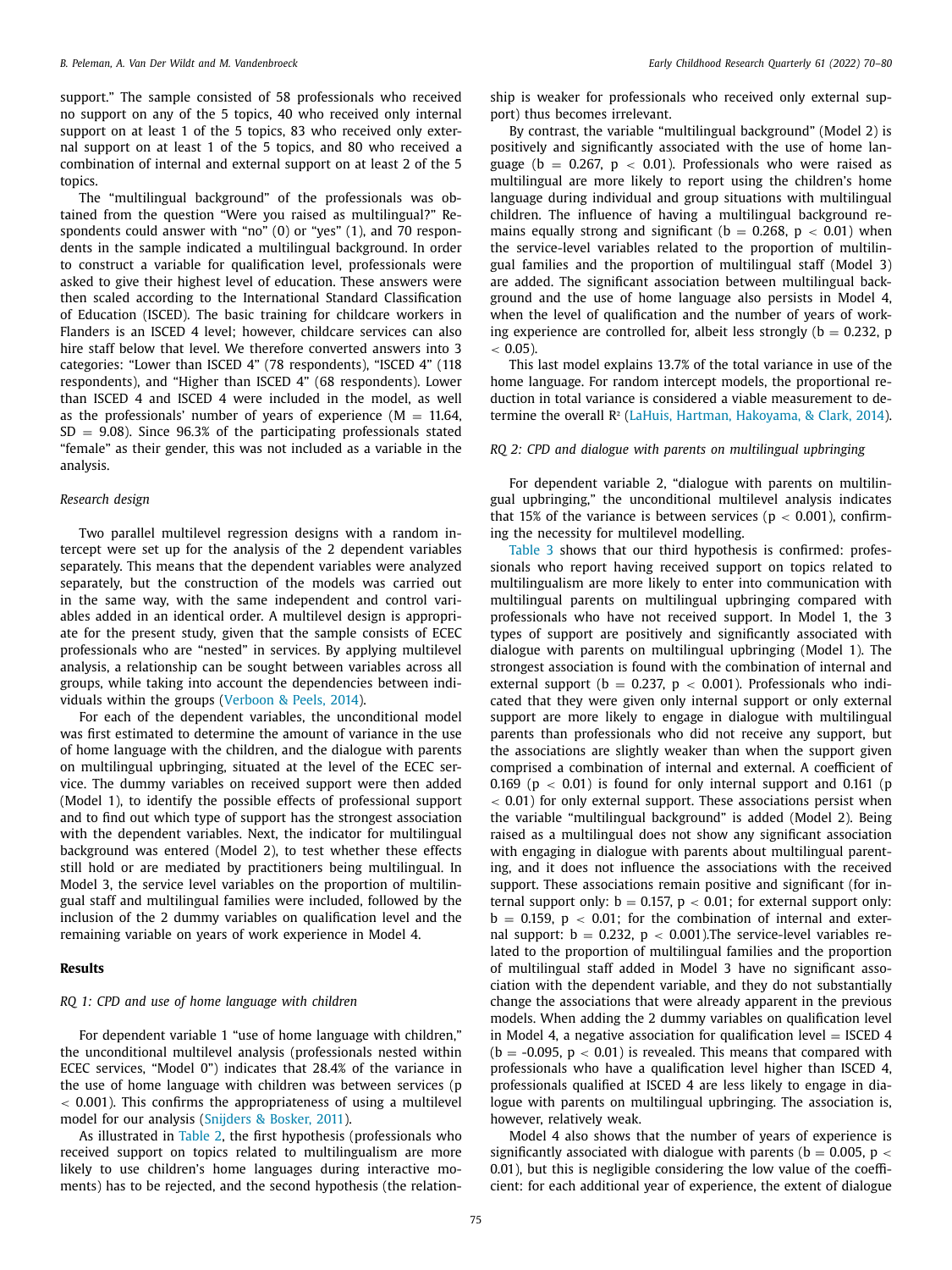support." The sample consisted of 58 professionals who received no support on any of the 5 topics, 40 who received only internal support on at least 1 of the 5 topics, 83 who received only external support on at least 1 of the 5 topics, and 80 who received a combination of internal and external support on at least 2 of the 5 topics.

The "multilingual background" of the professionals was obtained from the question "Were you raised as multilingual?" Respondents could answer with "no" (0) or "yes" (1), and 70 respondents in the sample indicated a multilingual background. In order to construct a variable for qualification level, professionals were asked to give their highest level of education. These answers were then scaled according to the International Standard Classification of Education (ISCED). The basic training for childcare workers in Flanders is an ISCED 4 level; however, childcare services can also hire staff below that level. We therefore converted answers into 3 categories: "Lower than ISCED 4" (78 respondents), "ISCED 4" (118 respondents), and "Higher than ISCED 4" (68 respondents). Lower than ISCED 4 and ISCED 4 were included in the model, as well as the professionals' number of years of experience ($M = 11.64$, $SD = 9.08$). Since 96.3% of the participating professionals stated "female" as their gender, this was not included as a variable in the analysis.

*Research design*

Two parallel multilevel regression designs with a random intercept were set up for the analysis of the 2 dependent variables separately. This means that the dependent variables were analyzed separately, but the construction of the models was carried out in the same way, with the same independent and control variables added in an identical order. A multilevel design is appropriate for the present study, given that the sample consists of ECEC professionals who are "nested" in services. By applying multilevel analysis, a relationship can be sought between variables across all groups, while taking into account the dependencies between individuals within the groups (Verboon & Peels, 2014).

For each of the dependent variables, the unconditional model was first estimated to determine the amount of variance in the use of home language with the children, and the dialogue with parents on multilingual upbringing, situated at the level of the ECEC service. The dummy variables on received support were then added (Model 1), to identify the possible effects of professional support and to find out which type of support has the strongest association with the dependent variables. Next, the indicator for multilingual background was entered (Model 2), to test whether these effects still hold or are mediated by practitioners being multilingual. In Model 3, the service level variables on the proportion of multilingual staff and multilingual families were included, followed by the inclusion of the 2 dummy variables on qualification level and the remaining variable on years of work experience in Model 4.

**Results**

*RQ 1: CPD and use of home language with children*

For dependent variable 1 "use of home language with children," the unconditional multilevel analysis (professionals nested within ECEC services, "Model 0") indicates that 28.4% of the variance in the use of home language with children was between services ($p < 0.001$). This confirms the appropriateness of using a multilevel model for our analysis (Snijders & Bosker, 2011).

As illustrated in Table 2, the first hypothesis (professionals who received support on topics related to multilingualism are more likely to use children's home languages during interactive moments) has to be rejected, and the second hypothesis (the relationship is weaker for professionals who received only external support) thus becomes irrelevant.

By contrast, the variable "multilingual background" (Model 2) is positively and significantly associated with the use of home language ($b = 0.267$, $p < 0.01$). Professionals who were raised as multilingual are more likely to report using the children's home language during individual and group situations with multilingual children. The influence of having a multilingual background remains equally strong and significant ($b = 0.268$, $p < 0.01$) when the service-level variables related to the proportion of multilingual families and the proportion of multilingual staff (Model 3) are added. The significant association between multilingual background and the use of home language also persists in Model 4, when the level of qualification and the number of years of working experience are controlled for, albeit less strongly ($b = 0.232$, $p < 0.05$).

This last model explains 13.7% of the total variance in use of the home language. For random intercept models, the proportional reduction in total variance is considered a viable measurement to determine the overall $R^2$ (LaHuis, Hartman, Hakoyama, & Clark, 2014).

*RQ 2: CPD and dialogue with parents on multilingual upbringing*

For dependent variable 2, "dialogue with parents on multilingual upbringing," the unconditional multilevel analysis indicates that 15% of the variance is between services ($p < 0.001$), confirming the necessity for multilevel modelling.

Table 3 shows that our third hypothesis is confirmed: professionals who report having received support on topics related to multilingualism are more likely to enter into communication with multilingual parents on multilingual upbringing compared with professionals who have not received support. In Model 1, the 3 types of support are positively and significantly associated with dialogue with parents on multilingual upbringing (Model 1). The strongest association is found with the combination of internal and external support ($b = 0.237$, $p < 0.001$). Professionals who indicated that they were given only internal support or only external support are more likely to engage in dialogue with multilingual parents than professionals who did not receive any support, but the associations are slightly weaker than when the support given comprised a combination of internal and external. A coefficient of 0.169 ($p < 0.01$) is found for only internal support and 0.161 ($p < 0.01$) for only external support. These associations persist when the variable "multilingual background" is added (Model 2). Being raised as a multilingual does not show any significant association with engaging in dialogue with parents about multilingual parenting, and it does not influence the associations with the received support. These associations remain positive and significant (for internal support only: $b = 0.157$, $p < 0.01$; for external support only: $b = 0.159$, $p < 0.01$; for the combination of internal and external support: $b = 0.232$, $p < 0.001$).The service-level variables related to the proportion of multilingual families and the proportion of multilingual staff added in Model 3 have no significant association with the dependent variable, and they do not substantially change the associations that were already apparent in the previous models. When adding the 2 dummy variables on qualification level in Model 4, a negative association for qualification level = ISCED 4 ($b = -0.095$, $p < 0.01$) is revealed. This means that compared with professionals who have a qualification level higher than ISCED 4, professionals qualified at ISCED 4 are less likely to engage in dialogue with parents on multilingual upbringing. The association is, however, relatively weak.

Model 4 also shows that the number of years of experience is significantly associated with dialogue with parents ($b = 0.005$, $p < 0.01$), but this is negligible considering the low value of the coefficient: for each additional year of experience, the extent of dialogue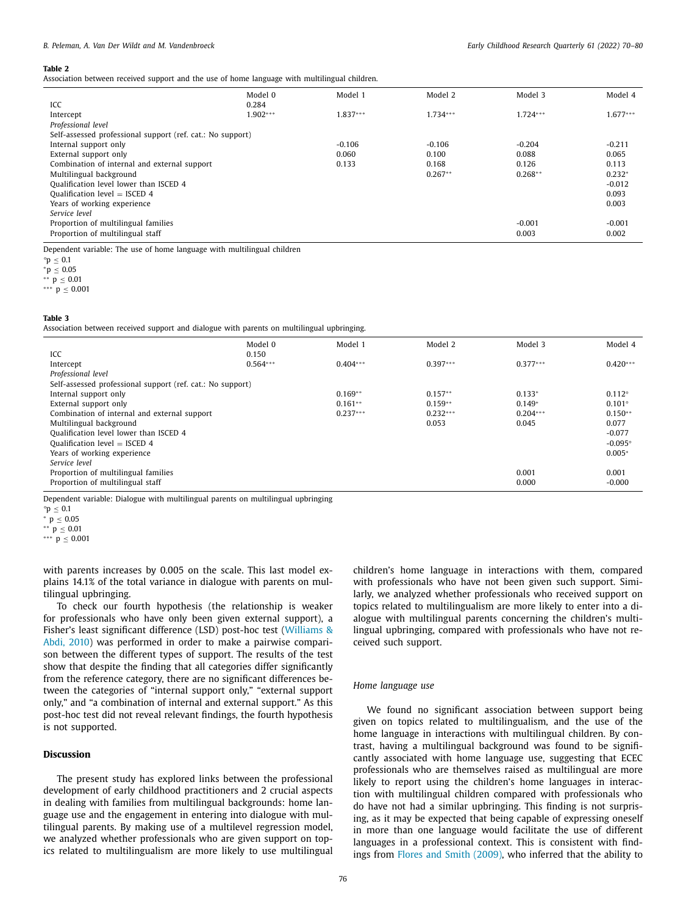**Table 2**

Association between received support and the use of home language with multilingual children.

| | Model 0 | Model 1 | Model 2 | Model 3 | Model 4 |
|---|---|---|---|---|---|
| ICC | 0.284 | | | | |
| Intercept | 1.902*** | 1.837*** | 1.734*** | 1.724*** | 1.677*** |
| *Professional level* | | | | | |
| Self-assessed professional support (ref. cat.: No support) | | | | | |
| Internal support only | | -0.106 | -0.106 | -0.204 | -0.211 |
| External support only | | 0.060 | 0.100 | 0.088 | 0.065 |
| Combination of internal and external support | | 0.133 | 0.168 | 0.126 | 0.113 |
| Multilingual background | | | 0.267** | 0.268** | 0.232* |
| Qualification level lower than ISCED 4 | | | | | -0.012 |
| Qualification level = ISCED 4 | | | | | 0.093 |
| Years of working experience | | | | | 0.003 |
| *Service level* | | | | | |
| Proportion of multilingual families | | | | -0.001 | -0.001 |
| Proportion of multilingual staff | | | | 0.003 | 0.002 |

Dependent variable: The use of home language with multilingual children

°p ≤ 0.1

*p ≤ 0.05

** p ≤ 0.01

*** p ≤ 0.001

**Table 3**

Association between received support and dialogue with parents on multilingual upbringing.

| | Model 0 | Model 1 | Model 2 | Model 3 | Model 4 |
|---|---|---|---|---|---|
| ICC | 0.150 | | | | |
| Intercept | 0.564*** | 0.404*** | 0.397*** | 0.377*** | 0.420*** |
| *Professional level* | | | | | |
| Self-assessed professional support (ref. cat.: No support) | | | | | |
| Internal support only | | 0.169** | 0.157** | 0.133* | 0.112° |
| External support only | | 0.161** | 0.159** | 0.149* | 0.101° |
| Combination of internal and external support | | 0.237*** | 0.232*** | 0.204*** | 0.150** |
| Multilingual background | | | 0.053 | 0.045 | 0.077 |
| Qualification level lower than ISCED 4 | | | | | -0.077 |
| Qualification level = ISCED 4 | | | | | -0.095° |
| Years of working experience | | | | | 0.005* |
| *Service level* | | | | | |
| Proportion of multilingual families | | | | 0.001 | 0.001 |
| Proportion of multilingual staff | | | | 0.000 | -0.000 |

Dependent variable: Dialogue with multilingual parents on multilingual upbringing

°p ≤ 0.1

* p ≤ 0.05

** p ≤ 0.01

*** p ≤ 0.001

with parents increases by 0.005 on the scale. This last model explains 14.1% of the total variance in dialogue with parents on multilingual upbringing.

To check our fourth hypothesis (the relationship is weaker for professionals who have only been given external support), a Fisher's least significant difference (LSD) post-hoc test (Williams & Abdi, 2010) was performed in order to make a pairwise comparison between the different types of support. The results of the test show that despite the finding that all categories differ significantly from the reference category, there are no significant differences between the categories of "internal support only," "external support only," and "a combination of internal and external support." As this post-hoc test did not reveal relevant findings, the fourth hypothesis is not supported.

## Discussion

The present study has explored links between the professional development of early childhood practitioners and 2 crucial aspects in dealing with families from multilingual backgrounds: home language use and the engagement in entering into dialogue with multilingual parents. By making use of a multilevel regression model, we analyzed whether professionals who are given support on topics related to multilingualism are more likely to use multilingual children's home language in interactions with them, compared with professionals who have not been given such support. Similarly, we analyzed whether professionals who received support on topics related to multilingualism are more likely to enter into a dialogue with multilingual parents concerning the children's multilingual upbringing, compared with professionals who have not received such support.

### *Home language use*

We found no significant association between support being given on topics related to multilingualism, and the use of the home language in interactions with multilingual children. By contrast, having a multilingual background was found to be significantly associated with home language use, suggesting that ECEC professionals who are themselves raised as multilingual are more likely to report using the children's home languages in interaction with multilingual children compared with professionals who do have not had a similar upbringing. This finding is not surprising, as it may be expected that being capable of expressing oneself in more than one language would facilitate the use of different languages in a professional context. This is consistent with findings from Flores and Smith (2009), who inferred that the ability to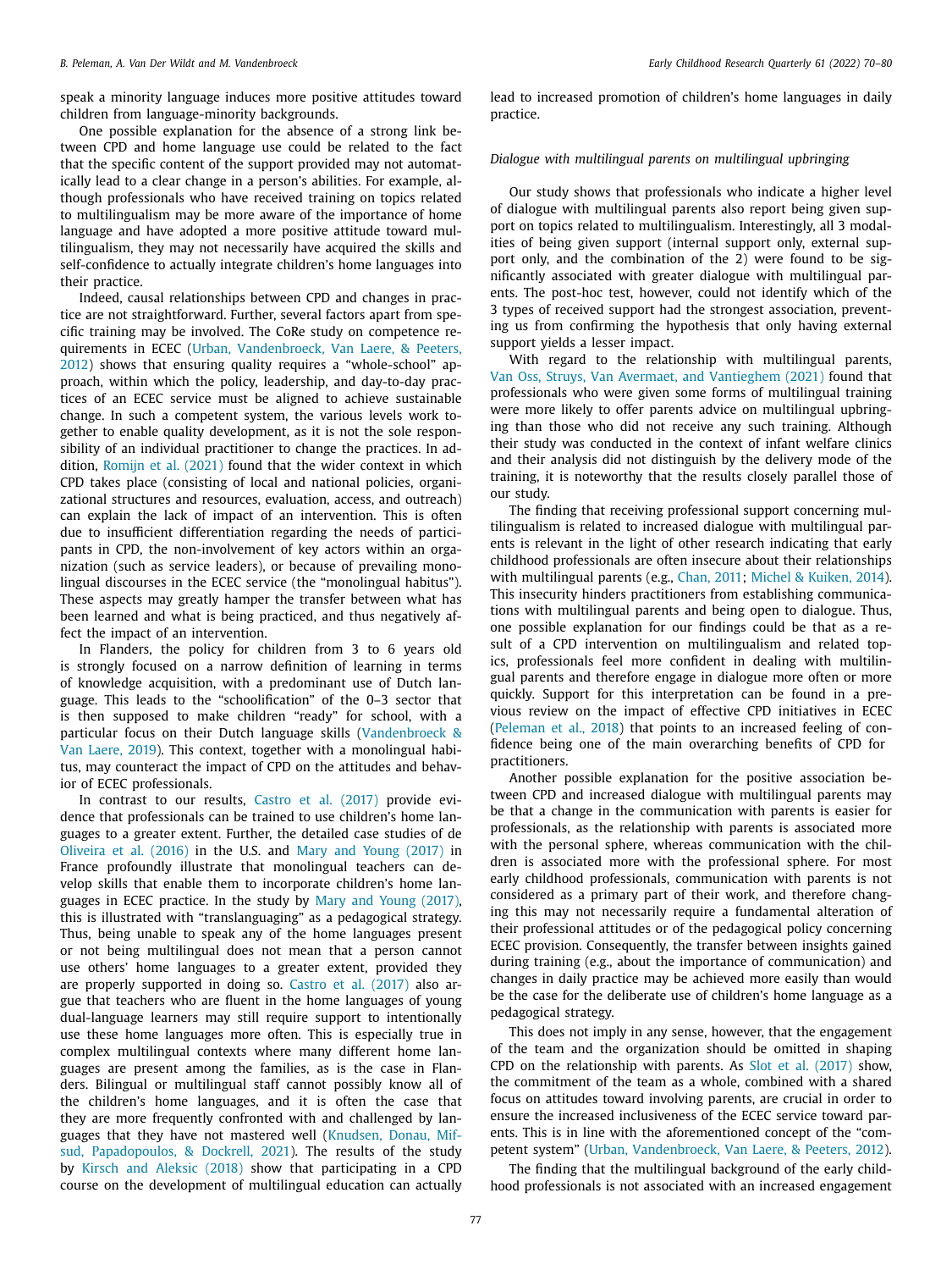speak a minority language induces more positive attitudes toward children from language-minority backgrounds.

One possible explanation for the absence of a strong link between CPD and home language use could be related to the fact that the specific content of the support provided may not automatically lead to a clear change in a person's abilities. For example, although professionals who have received training on topics related to multilingualism may be more aware of the importance of home language and have adopted a more positive attitude toward multilingualism, they may not necessarily have acquired the skills and self-confidence to actually integrate children's home languages into their practice.

Indeed, causal relationships between CPD and changes in practice are not straightforward. Further, several factors apart from specific training may be involved. The CoRe study on competence requirements in ECEC (Urban, Vandenbroeck, Van Laere, & Peeters, 2012) shows that ensuring quality requires a "whole-school" approach, within which the policy, leadership, and day-to-day practices of an ECEC service must be aligned to achieve sustainable change. In such a competent system, the various levels work together to enable quality development, as it is not the sole responsibility of an individual practitioner to change the practices. In addition, Romijn et al. (2021) found that the wider context in which CPD takes place (consisting of local and national policies, organizational structures and resources, evaluation, access, and outreach) can explain the lack of impact of an intervention. This is often due to insufficient differentiation regarding the needs of participants in CPD, the non-involvement of key actors within an organization (such as service leaders), or because of prevailing monolingual discourses in the ECEC service (the "monolingual habitus"). These aspects may greatly hamper the transfer between what has been learned and what is being practiced, and thus negatively affect the impact of an intervention.

In Flanders, the policy for children from 3 to 6 years old is strongly focused on a narrow definition of learning in terms of knowledge acquisition, with a predominant use of Dutch language. This leads to the "schoolification" of the 0–3 sector that is then supposed to make children "ready" for school, with a particular focus on their Dutch language skills (Vandenbroeck & Van Laere, 2019). This context, together with a monolingual habitus, may counteract the impact of CPD on the attitudes and behavior of ECEC professionals.

In contrast to our results, Castro et al. (2017) provide evidence that professionals can be trained to use children's home languages to a greater extent. Further, the detailed case studies of de Oliveira et al. (2016) in the U.S. and Mary and Young (2017) in France profoundly illustrate that monolingual teachers can develop skills that enable them to incorporate children's home languages in ECEC practice. In the study by Mary and Young (2017), this is illustrated with "translanguaging" as a pedagogical strategy. Thus, being unable to speak any of the home languages present or not being multilingual does not mean that a person cannot use others' home languages to a greater extent, provided they are properly supported in doing so. Castro et al. (2017) also argue that teachers who are fluent in the home languages of young dual-language learners may still require support to intentionally use these home languages more often. This is especially true in complex multilingual contexts where many different home languages are present among the families, as is the case in Flanders. Bilingual or multilingual staff cannot possibly know all of the children's home languages, and it is often the case that they are more frequently confronted with and challenged by languages that they have not mastered well (Knudsen, Donau, Mifsud, Papadopoulos, & Dockrell, 2021). The results of the study by Kirsch and Aleksic (2018) show that participating in a CPD course on the development of multilingual education can actually lead to increased promotion of children's home languages in daily practice.

*Dialogue with multilingual parents on multilingual upbringing*

Our study shows that professionals who indicate a higher level of dialogue with multilingual parents also report being given support on topics related to multilingualism. Interestingly, all 3 modalities of being given support (internal support only, external support only, and the combination of the 2) were found to be significantly associated with greater dialogue with multilingual parents. The post-hoc test, however, could not identify which of the 3 types of received support had the strongest association, preventing us from confirming the hypothesis that only having external support yields a lesser impact.

With regard to the relationship with multilingual parents, Van Oss, Struys, Van Avermaet, and Vantieghem (2021) found that professionals who were given some forms of multilingual training were more likely to offer parents advice on multilingual upbringing than those who did not receive any such training. Although their study was conducted in the context of infant welfare clinics and their analysis did not distinguish by the delivery mode of the training, it is noteworthy that the results closely parallel those of our study.

The finding that receiving professional support concerning multilingualism is related to increased dialogue with multilingual parents is relevant in the light of other research indicating that early childhood professionals are often insecure about their relationships with multilingual parents (e.g., Chan, 2011; Michel & Kuiken, 2014). This insecurity hinders practitioners from establishing communications with multilingual parents and being open to dialogue. Thus, one possible explanation for our findings could be that as a result of a CPD intervention on multilingualism and related topics, professionals feel more confident in dealing with multilingual parents and therefore engage in dialogue more often or more quickly. Support for this interpretation can be found in a previous review on the impact of effective CPD initiatives in ECEC (Peleman et al., 2018) that points to an increased feeling of confidence being one of the main overarching benefits of CPD for practitioners.

Another possible explanation for the positive association between CPD and increased dialogue with multilingual parents may be that a change in the communication with parents is easier for professionals, as the relationship with parents is associated more with the personal sphere, whereas communication with the children is associated more with the professional sphere. For most early childhood professionals, communication with parents is not considered as a primary part of their work, and therefore changing this may not necessarily require a fundamental alteration of their professional attitudes or of the pedagogical policy concerning ECEC provision. Consequently, the transfer between insights gained during training (e.g., about the importance of communication) and changes in daily practice may be achieved more easily than would be the case for the deliberate use of children's home language as a pedagogical strategy.

This does not imply in any sense, however, that the engagement of the team and the organization should be omitted in shaping CPD on the relationship with parents. As Slot et al. (2017) show, the commitment of the team as a whole, combined with a shared focus on attitudes toward involving parents, are crucial in order to ensure the increased inclusiveness of the ECEC service toward parents. This is in line with the aforementioned concept of the "competent system" (Urban, Vandenbroeck, Van Laere, & Peeters, 2012).

The finding that the multilingual background of the early childhood professionals is not associated with an increased engagement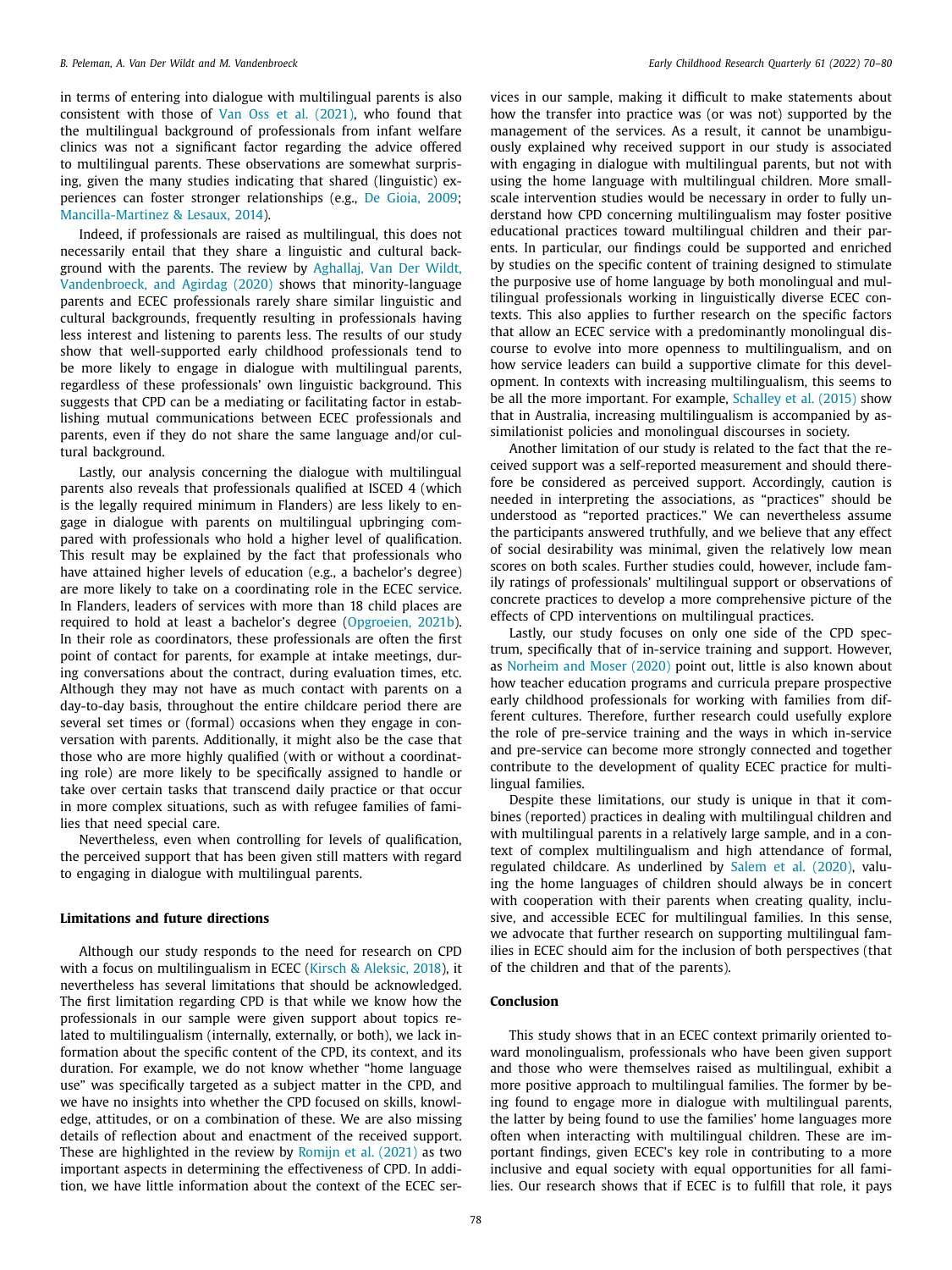in terms of entering into dialogue with multilingual parents is also consistent with those of Van Oss et al. (2021), who found that the multilingual background of professionals from infant welfare clinics was not a significant factor regarding the advice offered to multilingual parents. These observations are somewhat surprising, given the many studies indicating that shared (linguistic) experiences can foster stronger relationships (e.g., De Gioia, 2009; Mancilla-Martinez & Lesaux, 2014).

Indeed, if professionals are raised as multilingual, this does not necessarily entail that they share a linguistic and cultural background with the parents. The review by Aghallaj, Van Der Wildt, Vandenbroeck, and Agirdag (2020) shows that minority-language parents and ECEC professionals rarely share similar linguistic and cultural backgrounds, frequently resulting in professionals having less interest and listening to parents less. The results of our study show that well-supported early childhood professionals tend to be more likely to engage in dialogue with multilingual parents, regardless of these professionals' own linguistic background. This suggests that CPD can be a mediating or facilitating factor in establishing mutual communications between ECEC professionals and parents, even if they do not share the same language and/or cultural background.

Lastly, our analysis concerning the dialogue with multilingual parents also reveals that professionals qualified at ISCED 4 (which is the legally required minimum in Flanders) are less likely to engage in dialogue with parents on multilingual upbringing compared with professionals who hold a higher level of qualification. This result may be explained by the fact that professionals who have attained higher levels of education (e.g., a bachelor's degree) are more likely to take on a coordinating role in the ECEC service. In Flanders, leaders of services with more than 18 child places are required to hold at least a bachelor's degree (Opgroeien, 2021b). In their role as coordinators, these professionals are often the first point of contact for parents, for example at intake meetings, during conversations about the contract, during evaluation times, etc. Although they may not have as much contact with parents on a day-to-day basis, throughout the entire childcare period there are several set times or (formal) occasions when they engage in conversation with parents. Additionally, it might also be the case that those who are more highly qualified (with or without a coordinating role) are more likely to be specifically assigned to handle or take over certain tasks that transcend daily practice or that occur in more complex situations, such as with refugee families of families that need special care.

Nevertheless, even when controlling for levels of qualification, the perceived support that has been given still matters with regard to engaging in dialogue with multilingual parents.

## Limitations and future directions

Although our study responds to the need for research on CPD with a focus on multilingualism in ECEC (Kirsch & Aleksic, 2018), it nevertheless has several limitations that should be acknowledged. The first limitation regarding CPD is that while we know how the professionals in our sample were given support about topics related to multilingualism (internally, externally, or both), we lack information about the specific content of the CPD, its context, and its duration. For example, we do not know whether "home language use" was specifically targeted as a subject matter in the CPD, and we have no insights into whether the CPD focused on skills, knowledge, attitudes, or on a combination of these. We are also missing details of reflection about and enactment of the received support. These are highlighted in the review by Romijn et al. (2021) as two important aspects in determining the effectiveness of CPD. In addition, we have little information about the context of the ECEC services in our sample, making it difficult to make statements about how the transfer into practice was (or was not) supported by the management of the services. As a result, it cannot be unambiguously explained why received support in our study is associated with engaging in dialogue with multilingual parents, but not with using the home language with multilingual children. More small-scale intervention studies would be necessary in order to fully understand how CPD concerning multilingualism may foster positive educational practices toward multilingual children and their parents. In particular, our findings could be supported and enriched by studies on the specific content of training designed to stimulate the purposive use of home language by both monolingual and multilingual professionals working in linguistically diverse ECEC contexts. This also applies to further research on the specific factors that allow an ECEC service with a predominantly monolingual discourse to evolve into more openness to multilingualism, and on how service leaders can build a supportive climate for this development. In contexts with increasing multilingualism, this seems to be all the more important. For example, Schalley et al. (2015) show that in Australia, increasing multilingualism is accompanied by assimilationist policies and monolingual discourses in society.

Another limitation of our study is related to the fact that the received support was a self-reported measurement and should therefore be considered as perceived support. Accordingly, caution is needed in interpreting the associations, as "practices" should be understood as "reported practices." We can nevertheless assume the participants answered truthfully, and we believe that any effect of social desirability was minimal, given the relatively low mean scores on both scales. Further studies could, however, include family ratings of professionals' multilingual support or observations of concrete practices to develop a more comprehensive picture of the effects of CPD interventions on multilingual practices.

Lastly, our study focuses on only one side of the CPD spectrum, specifically that of in-service training and support. However, as Norheim and Moser (2020) point out, little is also known about how teacher education programs and curricula prepare prospective early childhood professionals for working with families from different cultures. Therefore, further research could usefully explore the role of pre-service training and the ways in which in-service and pre-service can become more strongly connected and together contribute to the development of quality ECEC practice for multilingual families.

Despite these limitations, our study is unique in that it combines (reported) practices in dealing with multilingual children and with multilingual parents in a relatively large sample, and in a context of complex multilingualism and high attendance of formal, regulated childcare. As underlined by Salem et al. (2020), valuing the home languages of children should always be in concert with cooperation with their parents when creating quality, inclusive, and accessible ECEC for multilingual families. In this sense, we advocate that further research on supporting multilingual families in ECEC should aim for the inclusion of both perspectives (that of the children and that of the parents).

## Conclusion

This study shows that in an ECEC context primarily oriented toward monolingualism, professionals who have been given support and those who were themselves raised as multilingual, exhibit a more positive approach to multilingual families. The former by being found to engage more in dialogue with multilingual parents, the latter by being found to use the families' home languages more often when interacting with multilingual children. These are important findings, given ECEC's key role in contributing to a more inclusive and equal society with equal opportunities for all families. Our research shows that if ECEC is to fulfill that role, it pays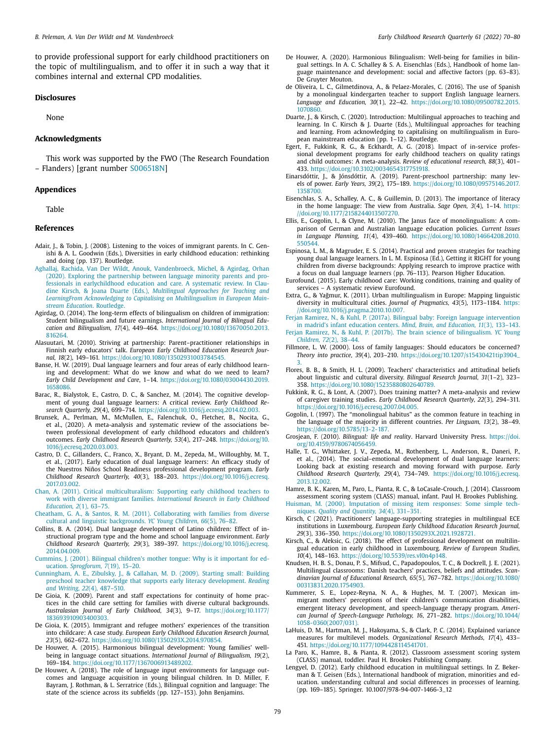to provide professional support for early childhood practitioners on the topic of multilingualism, and to offer it in such a way that it combines internal and external CPD modalities.

## Disclosures

None

## Acknowledgments

This work was supported by the FWO (The Research Foundation – Flanders) [grant number S006518N]

## Appendices

Table

## References

Adair, J., & Tobin, J. (2008). Listening to the voices of immigrant parents. In C. Genishi & A. L. Goodwin (Eds.), Diversities in early childhood education: rethinking and doing (pp. 137). Routledge.

Aghallaj, Rachida, Van Der Wildt, Anouk, Vandenbroeck, Michel, & Agirdag, Orhan (2020). Exploring the partnership between language minority parents and professionals in earlychildhood education and care. A systematic review. In Claudine Kirsch, & Joana Duarte (Eds.), *Multilingual Approaches for Teaching and LearningFrom Acknowledging to Capitalising on Multilingualism in European Mainstream Education*. Routledge.

Agirdag, O. (2014). The long-term effects of bilingualism on children of immigration: Student bilingualism and future earnings. *International Journal of Bilingual Education and Bilingualism, 17*(4), 449–464. https://doi.org/10.1080/13670050.2013.816264.

Alasuutari, M. (2010). Striving at partnership: Parent–practitioner relationships in Finnish early educators' talk. *European Early Childhood Education Research Journal, 18*(2), 149–161. https://doi.org/10.1080/13502931003784545.

Banse, H. W. (2019). Dual language learners and four areas of early childhood learning and development: What do we know and what do we need to learn? *Early Child Development and Care*, 1–14. https://doi.org/10.1080/03004430.2019.1658086.

Barac, R., Bialystok, E., Castro, D. C., & Sanchez, M. (2014). The cognitive development of young dual language learners: A critical review. *Early Childhood Research Quarterly, 29*(4), 699–714. https://doi.org/10.1016/j.ecresq.2014.02.003.

Brunsek, A., Perlman, M., McMullen, E., Falenchuk, O., Fletcher, B., Nocita, G., et al., (2020). A meta-analysis and systematic review of the associations between professional development of early childhood educators and children's outcomes. *Early Childhood Research Quarterly, 53*(4), 217–248. https://doi.org/10.1016/j.ecresq.2020.03.003.

Castro, D. C., Gillanders, C., Franco, X., Bryant, D. M., Zepeda, M., Willoughby, M. T., et al., (2017). Early education of dual language learners: An efficacy study of the Nuestros Niños School Readiness professional development program. *Early Childhood Research Quarterly, 40*(3), 188–203. https://doi.org/10.1016/j.ecresq.2017.03.002.

Chan, A. (2011). Critical multiculturalism: Supporting early childhood teachers to work with diverse immigrant families. *International Research in Early Childhood Education, 2*(1), 63–75.

Cheatham, G. A., & Santos, R. M. (2011). Collaborating with families from diverse cultural and linguistic backgrounds. *YC Young Children, 66*(5), 76–82.

Collins, B. A. (2014). Dual language development of Latino children: Effect of instructional program type and the home and school language environment. *Early Childhood Research Quarterly, 29*(3), 389–397. https://doi.org/10.1016/j.ecresq.2014.04.009.

Cummins, J. (2001). Bilingual children's mother tongue: Why is it important for education. *Sprogforum, 7*(19), 15–20.

Cunningham, A. E., Zibulsky, J., & Callahan, M. D. (2009). Starting small: Building preschool teacher knowledge that supports early literacy development. *Reading and Writing, 22*(4), 487–510.

De Gioia, K. (2009). Parent and staff expectations for continuity of home practices in the child care setting for families with diverse cultural backgrounds. *Australasian Journal of Early Childhood, 34*(3), 9–17. https://doi.org/10.1177/183693910903400303.

De Gioia, K. (2015). Immigrant and refugee mothers' experiences of the transition into childcare: A case study. *European Early Childhood Education Research Journal, 23*(5), 662–672. https://doi.org/10.1080/1350293X.2014.970854.

De Houwer, A. (2015). Harmonious bilingual development: Young families' well-being in language contact situations. *International Journal of Bilingualism, 19*(2), 169–184. https://doi.org/10.1177/1367006913489202.

De Houwer, A. (2018). The role of language input environments for language outcomes and language acquisition in young bilingual children. In D. Miller, F. Bayram, J. Rothman, & L. Serratrice (Eds.), Bilingual cognition and language: The state of the science across its subfields (pp. 127–153). John Benjamins.

De Houwer, A. (2020). Harmonious Bilingualism: Well-being for families in bilingual settings. In A. C. Schalley & S. A. Eisenchlas (Eds.), Handbook of home language maintenance and development: social and affective factors (pp. 63–83). De Gruyter Mouton.

de Oliveira, L. C., Gilmetdinova, A., & Pelaez-Morales, C. (2016). The use of Spanish by a monolingual kindergarten teacher to support English language learners. *Language and Education, 30*(1), 22–42. https://doi.org/10.1080/09500782.2015.1070860.

Duarte, J., & Kirsch, C. (2020). Introduction: Multilingual approaches to teaching and learning. In C. Kirsch & J. Duarte (Eds.), Multilingual approaches for teaching and learning. From acknowledging to capitalising on multilingualism in European mainstream education (pp. 1–12). Routledge.

Egert, F., Fukkink, R. G., & Eckhardt, A. G. (2018). Impact of in-service professional development programs for early childhood teachers on quality ratings and child outcomes: A meta-analysis. *Review of educational research, 88*(3), 401–433. https://doi.org/10.3102/0034654317751918.

Einarsdóttir, J., & Jónsdóttir, A. (2019). Parent-preschool partnership: many levels of power. *Early Years, 39*(2), 175–189. https://doi.org/10.1080/09575146.2017.1358700.

Eisenchlas, S. A., Schalley, A. C., & Guillemin, D. (2013). The importance of literacy in the home language: The view from Australia. *Sage Open, 3*(4), 1–14. https://doi.org/10.1177/2158244013507270.

Ellis, E., Gogolin, I., & Clyne, M. (2010). The Janus face of monolingualism: A comparison of German and Australian language education policies. *Current Issues in Language Planning, 11*(4), 439–460. https://doi.org/10.1080/14664208.2010.550544.

Espinosa, L. M., & Magruder, E. S. (2014). Practical and proven strategies for teaching young dual language learners. In L. M. Espinosa (Ed.), Getting it RIGHT for young children from diverse backgrounds: Applying research to improve practice with a focus on dual language learners (pp. 76–113). Pearson Higher Education.

Eurofound. (2015). Early childhood care: Working conditions, training and quality of services – A systematic review Eurofound.

Extra, G., & Yağmur, K. (2011). Urban multilingualism in Europe: Mapping linguistic diversity in multicultural cities. *Journal of Pragmatics, 43*(5), 1173–1184. https://doi.org/10.1016/j.pragma.2010.10.007.

Ferjan Ramirez, N., & Kuhl, P. (2017a). Bilingual baby: Foreign language intervention in madrid's infant education centers. *Mind, Brain, and Education, 11*(3), 133–143.

Ferjan Ramirez, N., & Kuhl, P. (2017b). The brain science of bilingualism. *YC Young Children, 72*(2), 38–44.

Fillmore, L. W. (2000). Loss of family languages: Should educators be concerned? *Theory into practice, 39*(4), 203–210. https://doi.org/10.1207/s15430421tip3904_3.

Flores, B. B., & Smith, H. L. (2009). Teachers' characteristics and attitudinal beliefs about linguistic and cultural diversity. *Bilingual Research Journal, 31*(1–2), 323–358. https://doi.org/10.1080/15235880802640789.

Fukkink, R. G., & Lont, A. (2007). Does training matter? A meta-analysis and review of caregiver training studies. *Early Childhood Research Quarterly, 22*(3), 294–311. https://doi.org/10.1016/j.ecresq.2007.04.005.

Gogolin, I. (1997). The "monolingual habitus" as the common feature in teaching in the language of the majority in different countries. *Per Linguam, 13*(2), 38–49. https://doi.org/10.5785/13-2-187.

Grosjean, F. (2010). *Bilingual: life and reality*. Harvard University Press. https://doi.org/10.4159/9780674056459.

Halle, T. G., Whittaker, J. V., Zepeda, M., Rothenberg, L., Anderson, R., Daneri, P., et al., (2014). The social–emotional development of dual language learners: Looking back at existing research and moving forward with purpose. *Early Childhood Research Quarterly, 29*(4), 734–749. https://doi.org/10.1016/j.ecresq.2013.12.002.

Hamre, B. K., Karen, M., Paro, L., Pianta, R. C., & LoCasale-Crouch, J. (2014). Classroom assessment scoring system (CLASS) manual, infant. Paul H. Brookes Publishing.

Huisman, M. (2000). Imputation of missing item responses: Some simple techniques. *Quality and Quantity, 34*(4), 331–351.

Kirsch, C (2021). Practitioners' language-supporting strategies in multilingual ECE institutions in Luxembourg. *European Early Childhood Education Research Journal, 29*(3), 336–350. https://doi.org/10.1080/1350293X.2021.1928721.

Kirsch, C., & Aleksic, G. (2018). The effect of professional development on multilingual education in early childhood in Luxembourg. *Review of European Studies, 10*(4), 148–163. https://doi.org/10.5539/res.vl0n4p148.

Knudsen, H. B. S., Donau, P. S., Mifsud, C., Papadopoulos, T. C., & Dockrell, J. E. (2021). Multilingual classrooms: Danish teachers' practices, beliefs and attitudes. *Scandinavian Journal of Educational Research, 65*(5), 767–782. https://doi.org/10.1080/00313831.2020.1754903.

Kummerer, S. E., Lopez-Reyna, N. A., & Hughes, M. T. (2007). Mexican immigrant mothers' perceptions of their children's communication disabilities, emergent literacy development, and speech-language therapy program. *American Journal of Speech-Language Pathology, 16*, 271–282. https://doi.org/10.1044/1058-0360(2007/031).

LaHuis, D. M., Hartman, M. J., Hakoyama, S., & Clark, P. C. (2014). Explained variance measures for multilevel models. *Organizational Research Methods, 17*(4), 433–451. https://doi.org/10.1177/1094428114541701.

La Paro, K., Hamre, B., & Pianta, R. (2012). Classroom assessment scoring system (CLASS) manual, toddler. Paul H. Brookes Publishing Company.

Lengyel, D. (2012). Early childhood education in multilingual settings. In Z. Bekerman & T. Geisen (Eds.), International handbook of migration, minorities and education. understanding cultural and social differences in processes of learning. (pp. 169–185). Springer. 10.1007/978-94-007-1466-3_12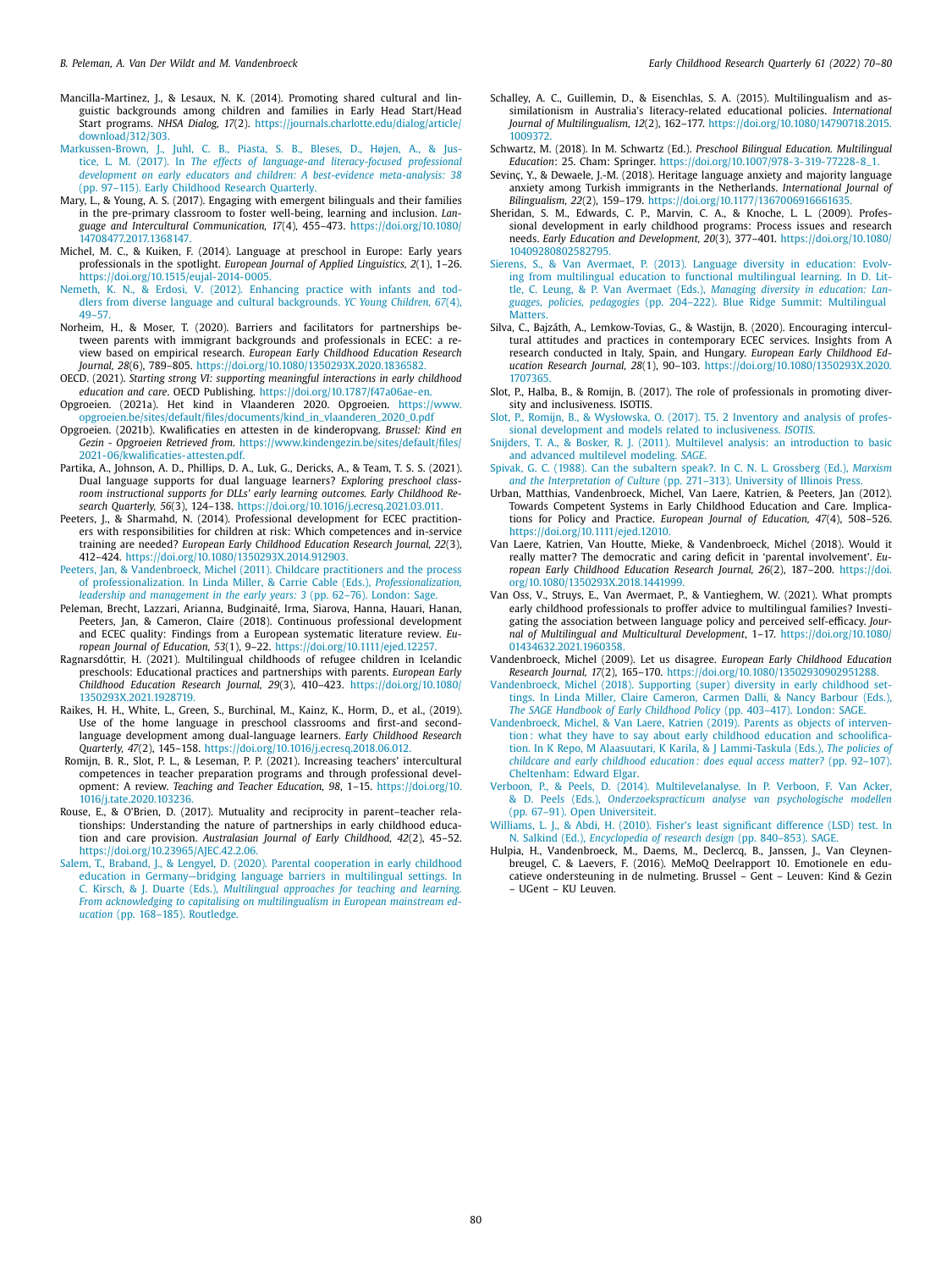Mancilla-Martinez, J., & Lesaux, N. K. (2014). Promoting shared cultural and linguistic backgrounds among children and families in Early Head Start/Head Start programs. *NHSA Dialog, 17*(2). https://journals.charlotte.edu/dialog/article/download/312/303.

Markussen-Brown, J., Juhl, C. B., Piasta, S. B., Bleses, D., Højen, A., & Justice, L. M. (2017). In *The effects of language-and literacy-focused professional development on early educators and children: A best-evidence meta-analysis: 38* (pp. 97–115). Early Childhood Research Quarterly.

Mary, L., & Young, A. S. (2017). Engaging with emergent bilinguals and their families in the pre-primary classroom to foster well-being, learning and inclusion. *Language and Intercultural Communication, 17*(4), 455–473. https://doi.org/10.1080/14708477.2017.1368147.

Michel, M. C., & Kuiken, F. (2014). Language at preschool in Europe: Early years professionals in the spotlight. *European Journal of Applied Linguistics, 2*(1), 1–26. https://doi.org/10.1515/eujal-2014-0005.

Nemeth, K. N., & Erdosi, V. (2012). Enhancing practice with infants and toddlers from diverse language and cultural backgrounds. *YC Young Children, 67*(4), 49–57.

Norheim, H., & Moser, T. (2020). Barriers and facilitators for partnerships between parents with immigrant backgrounds and professionals in ECEC: a review based on empirical research. *European Early Childhood Education Research Journal, 28*(6), 789–805. https://doi.org/10.1080/1350293X.2020.1836582.

OECD. (2021). *Starting strong VI: supporting meaningful interactions in early childhood education and care*. OECD Publishing. https://doi.org/10.1787/f47a06ae-en.

Opgroeien. (2021a). Het kind in Vlaanderen 2020. Opgroeien. https://www.opgroeien.be/sites/default/files/documents/kind_in_vlaanderen_2020_0.pdf

Opgroeien. (2021b). Kwalificaties en attesten in de kinderopvang. *Brussel: Kind en Gezin - Opgroeien Retrieved from*. https://www.kindengezin.be/sites/default/files/2021-06/kwalificaties-attesten.pdf.

Partika, A., Johnson, A. D., Phillips, D. A., Luk, G., Dericks, A., & Team, T. S. S. (2021). Dual language supports for dual language learners? *Exploring preschool classroom instructional supports for DLLs' early learning outcomes. Early Childhood Research Quarterly, 56*(3), 124–138. https://doi.org/10.1016/j.ecresq.2021.03.011.

Peeters, J., & Sharmahd, N. (2014). Professional development for ECEC practitioners with responsibilities for children at risk: Which competences and in-service training are needed? *European Early Childhood Education Research Journal, 22*(3), 412–424. https://doi.org/10.1080/1350293X.2014.912903.

Peeters, Jan, & Vandenbroeck, Michel (2011). Childcare practitioners and the process of professionalization. In Linda Miller, & Carrie Cable (Eds.), *Professionalization, leadership and management in the early years: 3* (pp. 62–76). London: Sage.

Peleman, Brecht, Lazzari, Arianna, Budginaité, Irma, Siarova, Hanna, Hauari, Hanan, Peeters, Jan, & Cameron, Claire (2018). Continuous professional development and ECEC quality: Findings from a European systematic literature review. *European Journal of Education, 53*(1), 9–22. https://doi.org/10.1111/ejed.12257.

Ragnarsdóttir, H. (2021). Multilingual childhoods of refugee children in Icelandic preschools: Educational practices and partnerships with parents. *European Early Childhood Education Research Journal, 29*(3), 410–423. https://doi.org/10.1080/1350293X.2021.1928719.

Raikes, H. H., White, L., Green, S., Burchinal, M., Kainz, K., Horm, D., et al., (2019). Use of the home language in preschool classrooms and first-and second-language development among dual-language learners. *Early Childhood Research Quarterly, 47*(2), 145–158. https://doi.org/10.1016/j.ecresq.2018.06.012.

Romijn, B. R., Slot, P. L., & Leseman, P. P. (2021). Increasing teachers' intercultural competences in teacher preparation programs and through professional development: A review. *Teaching and Teacher Education, 98*, 1–15. https://doi.org/10.1016/j.tate.2020.103236.

Rouse, E., & O'Brien, D. (2017). Mutuality and reciprocity in parent–teacher relationships: Understanding the nature of partnerships in early childhood education and care provision. *Australasian Journal of Early Childhood, 42*(2), 45–52. https://doi.org/10.23965/AJEC.42.2.06.

Salem, T., Braband, J., & Lengyel, D. (2020). Parental cooperation in early childhood education in Germany—bridging language barriers in multilingual settings. In C. Kirsch, & J. Duarte (Eds.), *Multilingual approaches for teaching and learning. From acknowledging to capitalising on multilingualism in European mainstream education* (pp. 168–185). Routledge.

Schalley, A. C., Guillemin, D., & Eisenchlas, S. A. (2015). Multilingualism and assimilationism in Australia's literacy-related educational policies. *International Journal of Multilingualism, 12*(2), 162–177. https://doi.org/10.1080/14790718.2015.1009372.

Schwartz, M. (2018). In M. Schwartz (Ed.). *Preschool Bilingual Education. Multilingual Education*: 25. Cham: Springer. https://doi.org/10.1007/978-3-319-77228-8_1.

Sevinç, Y., & Dewaele, J.-M. (2018). Heritage language anxiety and majority language anxiety among Turkish immigrants in the Netherlands. *International Journal of Bilingualism, 22*(2), 159–179. https://doi.org/10.1177/1367006916661635.

Sheridan, S. M., Edwards, C. P., Marvin, C. A., & Knoche, L. L. (2009). Professional development in early childhood programs: Process issues and research needs. *Early Education and Development, 20*(3), 377–401. https://doi.org/10.1080/10409280802582795.

Sierens, S., & Van Avermaet, P. (2013). Language diversity in education: Evolving from multilingual education to functional multilingual learning. In D. Little, C. Leung, & P. Van Avermaet (Eds.), *Managing diversity in education: Languages, policies, pedagogies* (pp. 204–222). Blue Ridge Summit: Multilingual Matters.

Silva, C., Bajzáth, A., Lemkow-Tovias, G., & Wastijn, B. (2020). Encouraging intercultural attitudes and practices in contemporary ECEC services. Insights from A research conducted in Italy, Spain, and Hungary. *European Early Childhood Education Research Journal, 28*(1), 90–103. https://doi.org/10.1080/1350293X.2020.1707365.

Slot, P., Halba, B., & Romijn, B. (2017). The role of professionals in promoting diversity and inclusiveness. ISOTIS.

Slot, P., Romijn, B., & Wysłowska, O. (2017). T5. 2 Inventory and analysis of professional development and models related to inclusiveness. *ISOTIS*.

Snijders, T. A., & Bosker, R. J. (2011). Multilevel analysis: an introduction to basic and advanced multilevel modeling. *SAGE*.

Spivak, G. C. (1988). Can the subaltern speak?. In C. N. L. Grossberg (Ed.), *Marxism and the Interpretation of Culture* (pp. 271–313). University of Illinois Press.

Urban, Matthias, Vandenbroeck, Michel, Van Laere, Katrien, & Peeters, Jan (2012). Towards Competent Systems in Early Childhood Education and Care. Implications for Policy and Practice. *European Journal of Education, 47*(4), 508–526. https://doi.org/10.1111/ejed.12010.

Van Laere, Katrien, Van Houtte, Mieke, & Vandenbroeck, Michel (2018). Would it really matter? The democratic and caring deficit in 'parental involvement'. *European Early Childhood Education Research Journal, 26*(2), 187–200. https://doi.org/10.1080/1350293X.2018.1441999.

Van Oss, V., Struys, E., Van Avermaet, P., & Vantieghem, W. (2021). What prompts early childhood professionals to proffer advice to multilingual families? Investigating the association between language policy and perceived self-efficacy. *Journal of Multilingual and Multicultural Development*, 1–17. https://doi.org/10.1080/01434632.2021.1960358.

Vandenbroeck, Michel (2009). Let us disagree. *European Early Childhood Education Research Journal, 17*(2), 165–170. https://doi.org/10.1080/13502930902951288.

Vandenbroeck, Michel (2018). Supporting (super) diversity in early childhood settings. In Linda Miller, Claire Cameron, Carmen Dalli, & Nancy Barbour (Eds.), *The SAGE Handbook of Early Childhood Policy* (pp. 403–417). London: SAGE.

Vandenbroeck, Michel, & Van Laere, Katrien (2019). Parents as objects of intervention : what they have to say about early childhood education and schoolification. In K Repo, M Alaasuutari, K Karila, & J Lammi-Taskula (Eds.), *The policies of childcare and early childhood education : does equal access matter?* (pp. 92–107). Cheltenham: Edward Elgar.

Verboon, P., & Peels, D. (2014). Multilevelanalyse. In P. Verboon, F. Van Acker, & D. Peels (Eds.), *Onderzoekspracticum analyse van psychologische modellen* (pp. 67–91). Open Universiteit.

Williams, L. J., & Abdi, H. (2010). Fisher's least significant difference (LSD) test. In N. Salkind (Ed.), *Encyclopedia of research design* (pp. 840–853). SAGE.

Hulpia, H., Vandenbroeck, M., Daems, M., Declercq, B., Janssen, J., Van Cleynenbreugel, C. & Laevers, F. (2016). MeMoQ Deelrapport 10. Emotionele en educatieve ondersteuning in de nulmeting. Brussel – Gent – Leuven: Kind & Gezin – UGent – KU Leuven.